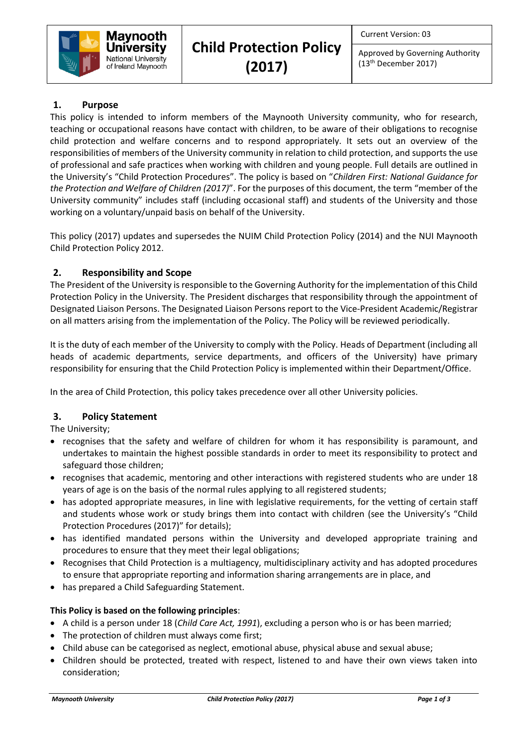| Maynooth University National University of Ireland Maynooth | **Child Protection Policy (2017)** | Current Version: 03 |
| --- | --- | --- |
| | | Approved by Governing Authority (13th December 2017) |

## 1. Purpose

This policy is intended to inform members of the Maynooth University community, who for research, teaching or occupational reasons have contact with children, to be aware of their obligations to recognise child protection and welfare concerns and to respond appropriately. It sets out an overview of the responsibilities of members of the University community in relation to child protection, and supports the use of professional and safe practices when working with children and young people. Full details are outlined in the University's "Child Protection Procedures". The policy is based on "*Children First: National Guidance for the Protection and Welfare of Children (2017)*". For the purposes of this document, the term "member of the University community" includes staff (including occasional staff) and students of the University and those working on a voluntary/unpaid basis on behalf of the University.

This policy (2017) updates and supersedes the NUIM Child Protection Policy (2014) and the NUI Maynooth Child Protection Policy 2012.

## 2. Responsibility and Scope

The President of the University is responsible to the Governing Authority for the implementation of this Child Protection Policy in the University. The President discharges that responsibility through the appointment of Designated Liaison Persons. The Designated Liaison Persons report to the Vice-President Academic/Registrar on all matters arising from the implementation of the Policy. The Policy will be reviewed periodically.

It is the duty of each member of the University to comply with the Policy. Heads of Department (including all heads of academic departments, service departments, and officers of the University) have primary responsibility for ensuring that the Child Protection Policy is implemented within their Department/Office.

In the area of Child Protection, this policy takes precedence over all other University policies.

## 3. Policy Statement

The University;

- recognises that the safety and welfare of children for whom it has responsibility is paramount, and undertakes to maintain the highest possible standards in order to meet its responsibility to protect and safeguard those children;
- recognises that academic, mentoring and other interactions with registered students who are under 18 years of age is on the basis of the normal rules applying to all registered students;
- has adopted appropriate measures, in line with legislative requirements, for the vetting of certain staff and students whose work or study brings them into contact with children (see the University's "Child Protection Procedures (2017)" for details);
- has identified mandated persons within the University and developed appropriate training and procedures to ensure that they meet their legal obligations;
- Recognises that Child Protection is a multiagency, multidisciplinary activity and has adopted procedures to ensure that appropriate reporting and information sharing arrangements are in place, and
- has prepared a Child Safeguarding Statement.

**This Policy is based on the following principles**:

- A child is a person under 18 (*Child Care Act, 1991*), excluding a person who is or has been married;
- The protection of children must always come first;
- Child abuse can be categorised as neglect, emotional abuse, physical abuse and sexual abuse;
- Children should be protected, treated with respect, listened to and have their own views taken into consideration;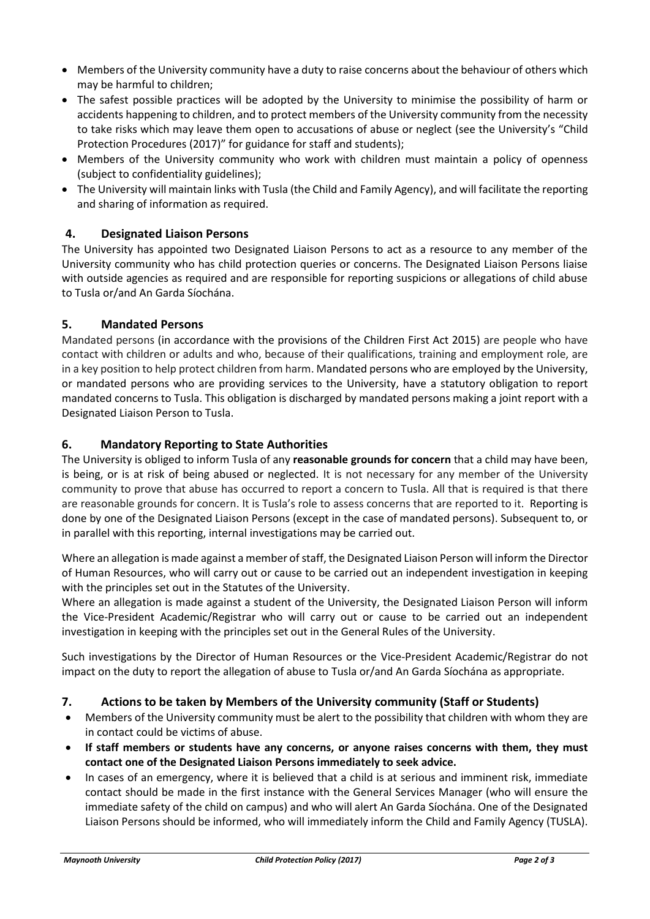- Members of the University community have a duty to raise concerns about the behaviour of others which may be harmful to children;
- The safest possible practices will be adopted by the University to minimise the possibility of harm or accidents happening to children, and to protect members of the University community from the necessity to take risks which may leave them open to accusations of abuse or neglect (see the University's "Child Protection Procedures (2017)" for guidance for staff and students);
- Members of the University community who work with children must maintain a policy of openness (subject to confidentiality guidelines);
- The University will maintain links with Tusla (the Child and Family Agency), and will facilitate the reporting and sharing of information as required.

## 4. Designated Liaison Persons

The University has appointed two Designated Liaison Persons to act as a resource to any member of the University community who has child protection queries or concerns. The Designated Liaison Persons liaise with outside agencies as required and are responsible for reporting suspicions or allegations of child abuse to Tusla or/and An Garda Síochána.

## 5. Mandated Persons

Mandated persons (in accordance with the provisions of the Children First Act 2015) are people who have contact with children or adults and who, because of their qualifications, training and employment role, are in a key position to help protect children from harm. Mandated persons who are employed by the University, or mandated persons who are providing services to the University, have a statutory obligation to report mandated concerns to Tusla. This obligation is discharged by mandated persons making a joint report with a Designated Liaison Person to Tusla.

## 6. Mandatory Reporting to State Authorities

The University is obliged to inform Tusla of any **reasonable grounds for concern** that a child may have been, is being, or is at risk of being abused or neglected. It is not necessary for any member of the University community to prove that abuse has occurred to report a concern to Tusla. All that is required is that there are reasonable grounds for concern. It is Tusla's role to assess concerns that are reported to it. Reporting is done by one of the Designated Liaison Persons (except in the case of mandated persons). Subsequent to, or in parallel with this reporting, internal investigations may be carried out.

Where an allegation is made against a member of staff, the Designated Liaison Person will inform the Director of Human Resources, who will carry out or cause to be carried out an independent investigation in keeping with the principles set out in the Statutes of the University.

Where an allegation is made against a student of the University, the Designated Liaison Person will inform the Vice-President Academic/Registrar who will carry out or cause to be carried out an independent investigation in keeping with the principles set out in the General Rules of the University.

Such investigations by the Director of Human Resources or the Vice-President Academic/Registrar do not impact on the duty to report the allegation of abuse to Tusla or/and An Garda Síochána as appropriate.

## 7. Actions to be taken by Members of the University community (Staff or Students)

- Members of the University community must be alert to the possibility that children with whom they are in contact could be victims of abuse.
- **If staff members or students have any concerns, or anyone raises concerns with them, they must contact one of the Designated Liaison Persons immediately to seek advice.**
- In cases of an emergency, where it is believed that a child is at serious and imminent risk, immediate contact should be made in the first instance with the General Services Manager (who will ensure the immediate safety of the child on campus) and who will alert An Garda Síochána. One of the Designated Liaison Persons should be informed, who will immediately inform the Child and Family Agency (TUSLA).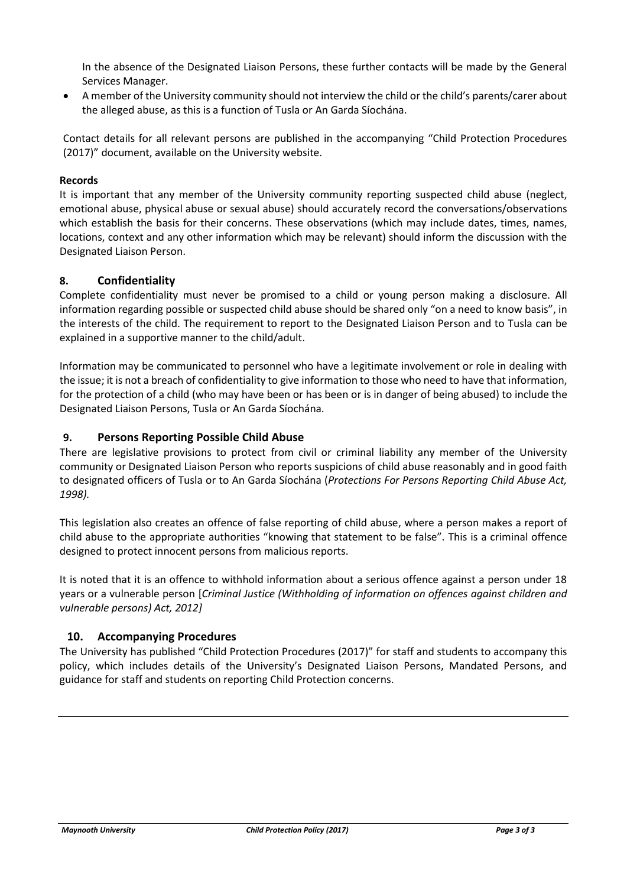In the absence of the Designated Liaison Persons, these further contacts will be made by the General Services Manager.

- A member of the University community should not interview the child or the child's parents/carer about the alleged abuse, as this is a function of Tusla or An Garda Síochána.

Contact details for all relevant persons are published in the accompanying "Child Protection Procedures (2017)" document, available on the University website.

**Records**

It is important that any member of the University community reporting suspected child abuse (neglect, emotional abuse, physical abuse or sexual abuse) should accurately record the conversations/observations which establish the basis for their concerns. These observations (which may include dates, times, names, locations, context and any other information which may be relevant) should inform the discussion with the Designated Liaison Person.

## 8. Confidentiality

Complete confidentiality must never be promised to a child or young person making a disclosure. All information regarding possible or suspected child abuse should be shared only "on a need to know basis", in the interests of the child. The requirement to report to the Designated Liaison Person and to Tusla can be explained in a supportive manner to the child/adult.

Information may be communicated to personnel who have a legitimate involvement or role in dealing with the issue; it is not a breach of confidentiality to give information to those who need to have that information, for the protection of a child (who may have been or has been or is in danger of being abused) to include the Designated Liaison Persons, Tusla or An Garda Síochána.

## 9. Persons Reporting Possible Child Abuse

There are legislative provisions to protect from civil or criminal liability any member of the University community or Designated Liaison Person who reports suspicions of child abuse reasonably and in good faith to designated officers of Tusla or to An Garda Síochána (*Protections For Persons Reporting Child Abuse Act, 1998).*

This legislation also creates an offence of false reporting of child abuse, where a person makes a report of child abuse to the appropriate authorities "knowing that statement to be false". This is a criminal offence designed to protect innocent persons from malicious reports.

It is noted that it is an offence to withhold information about a serious offence against a person under 18 years or a vulnerable person [*Criminal Justice (Withholding of information on offences against children and vulnerable persons) Act, 2012]*

## 10. Accompanying Procedures

The University has published "Child Protection Procedures (2017)" for staff and students to accompany this policy, which includes details of the University's Designated Liaison Persons, Mandated Persons, and guidance for staff and students on reporting Child Protection concerns.